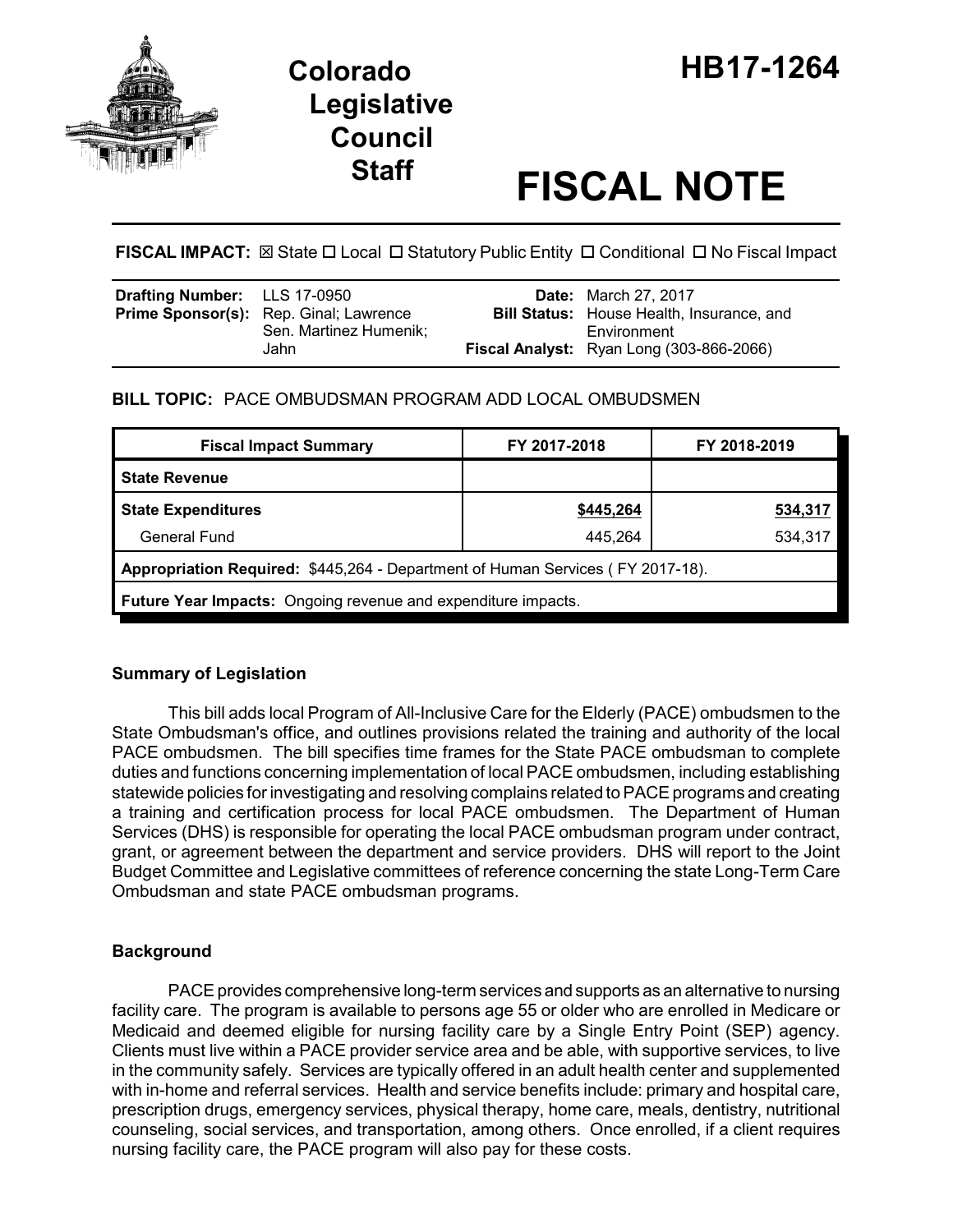# Colorado Legislative Council Staff

# HB17-1264

# FISCAL NOTE

**FISCAL IMPACT:** ☒ State ☐ Local ☐ Statutory Public Entity ☐ Conditional ☐ No Fiscal Impact

| | | | |
|---|---|---|---|
| **Drafting Number:** | LLS 17-0950 | **Date:** | March 27, 2017 |
| **Prime Sponsor(s):** | Rep. Ginal; Lawrence<br>Sen. Martinez Humenik; Jahn | **Bill Status:** | House Health, Insurance, and Environment |
| | | **Fiscal Analyst:** | Ryan Long (303-866-2066) |

**BILL TOPIC:** PACE OMBUDSMAN PROGRAM ADD LOCAL OMBUDSMEN

| Fiscal Impact Summary | FY 2017-2018 | FY 2018-2019 |
|---|---|---|
| **State Revenue** | | |
| **State Expenditures** | **$445,264** | **534,317** |
| General Fund | 445,264 | 534,317 |
| **Appropriation Required:** $445,264 - Department of Human Services ( FY 2017-18). | | |
| **Future Year Impacts:** Ongoing revenue and expenditure impacts. | | |

## Summary of Legislation

This bill adds local Program of All-Inclusive Care for the Elderly (PACE) ombudsmen to the State Ombudsman's office, and outlines provisions related the training and authority of the local PACE ombudsmen. The bill specifies time frames for the State PACE ombudsman to complete duties and functions concerning implementation of local PACE ombudsmen, including establishing statewide policies for investigating and resolving complains related to PACE programs and creating a training and certification process for local PACE ombudsmen. The Department of Human Services (DHS) is responsible for operating the local PACE ombudsman program under contract, grant, or agreement between the department and service providers. DHS will report to the Joint Budget Committee and Legislative committees of reference concerning the state Long-Term Care Ombudsman and state PACE ombudsman programs.

## Background

PACE provides comprehensive long-term services and supports as an alternative to nursing facility care. The program is available to persons age 55 or older who are enrolled in Medicare or Medicaid and deemed eligible for nursing facility care by a Single Entry Point (SEP) agency. Clients must live within a PACE provider service area and be able, with supportive services, to live in the community safely. Services are typically offered in an adult health center and supplemented with in-home and referral services. Health and service benefits include: primary and hospital care, prescription drugs, emergency services, physical therapy, home care, meals, dentistry, nutritional counseling, social services, and transportation, among others. Once enrolled, if a client requires nursing facility care, the PACE program will also pay for these costs.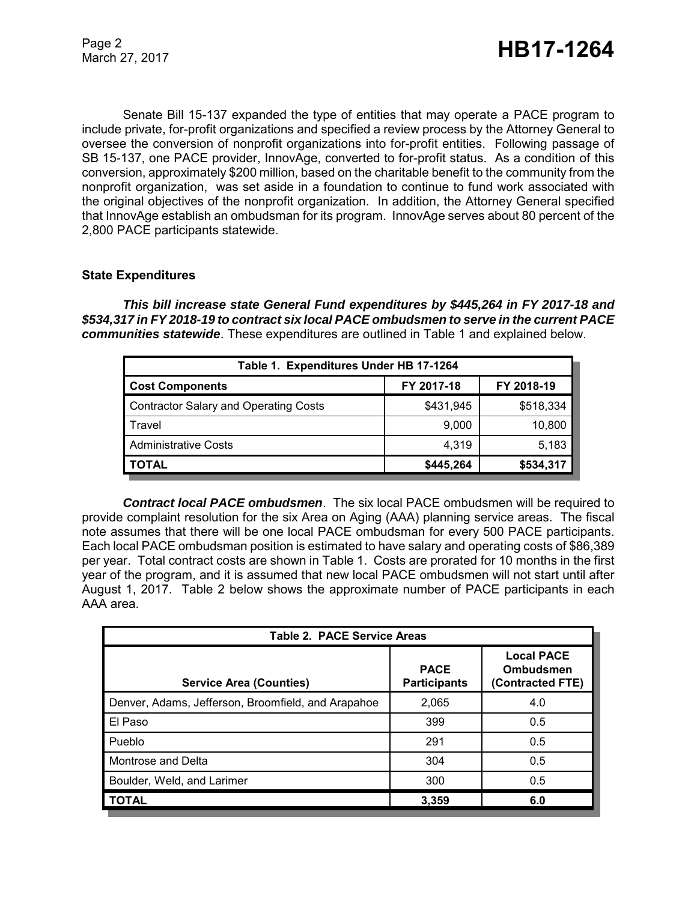Senate Bill 15-137 expanded the type of entities that may operate a PACE program to include private, for-profit organizations and specified a review process by the Attorney General to oversee the conversion of nonprofit organizations into for-profit entities. Following passage of SB 15-137, one PACE provider, InnovAge, converted to for-profit status. As a condition of this conversion, approximately $200 million, based on the charitable benefit to the community from the nonprofit organization, was set aside in a foundation to continue to fund work associated with the original objectives of the nonprofit organization. In addition, the Attorney General specified that InnovAge establish an ombudsman for its program. InnovAge serves about 80 percent of the 2,800 PACE participants statewide.

### State Expenditures

***This bill increase state General Fund expenditures by $445,264 in FY 2017-18 and $534,317 in FY 2018-19 to contract six local PACE ombudsmen to serve in the current PACE communities statewide***. These expenditures are outlined in Table 1 and explained below.

| Table 1. Expenditures Under HB 17-1264 | | |
|---|---|---|
| **Cost Components** | **FY 2017-18** | **FY 2018-19** |
| Contractor Salary and Operating Costs | $431,945 | $518,334 |
| Travel | 9,000 | 10,800 |
| Administrative Costs | 4,319 | 5,183 |
| **TOTAL** | **$445,264** | **$534,317** |

***Contract local PACE ombudsmen***. The six local PACE ombudsmen will be required to provide complaint resolution for the six Area on Aging (AAA) planning service areas. The fiscal note assumes that there will be one local PACE ombudsman for every 500 PACE participants. Each local PACE ombudsman position is estimated to have salary and operating costs of $86,389 per year. Total contract costs are shown in Table 1. Costs are prorated for 10 months in the first year of the program, and it is assumed that new local PACE ombudsmen will not start until after August 1, 2017. Table 2 below shows the approximate number of PACE participants in each AAA area.

| Table 2. PACE Service Areas | | |
|---|---|---|
| **Service Area (Counties)** | **PACE Participants** | **Local PACE Ombudsmen (Contracted FTE)** |
| Denver, Adams, Jefferson, Broomfield, and Arapahoe | 2,065 | 4.0 |
| El Paso | 399 | 0.5 |
| Pueblo | 291 | 0.5 |
| Montrose and Delta | 304 | 0.5 |
| Boulder, Weld, and Larimer | 300 | 0.5 |
| **TOTAL** | **3,359** | **6.0** |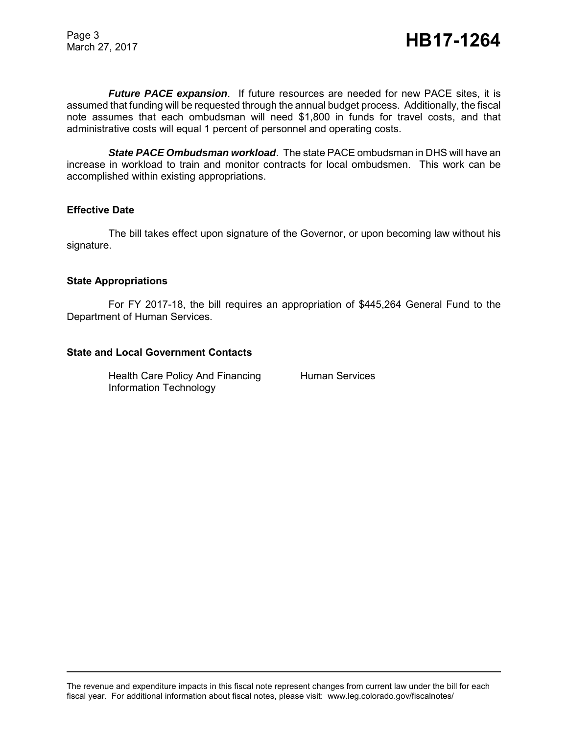***Future PACE expansion***. If future resources are needed for new PACE sites, it is assumed that funding will be requested through the annual budget process. Additionally, the fiscal note assumes that each ombudsman will need $1,800 in funds for travel costs, and that administrative costs will equal 1 percent of personnel and operating costs.

***State PACE Ombudsman workload***. The state PACE ombudsman in DHS will have an increase in workload to train and monitor contracts for local ombudsmen. This work can be accomplished within existing appropriations.

## Effective Date

The bill takes effect upon signature of the Governor, or upon becoming law without his signature.

## State Appropriations

For FY 2017-18, the bill requires an appropriation of $445,264 General Fund to the Department of Human Services.

## State and Local Government Contacts

Health Care Policy And Financing
Human Services
Information Technology

The revenue and expenditure impacts in this fiscal note represent changes from current law under the bill for each fiscal year. For additional information about fiscal notes, please visit: www.leg.colorado.gov/fiscalnotes/